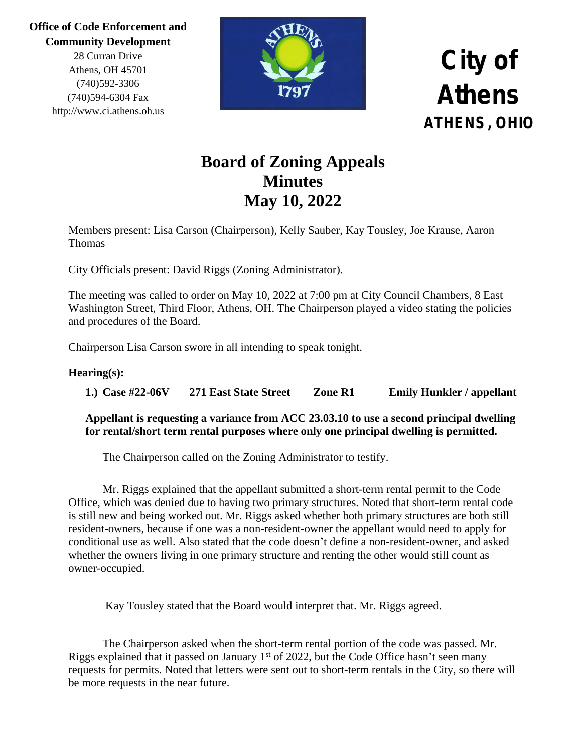**Office of Code Enforcement and Community Development**
28 Curran Drive
Athens, OH 45701
(740)592-3306
(740)594-6304 Fax
http://www.ci.athens.oh.us

# City of Athens
**ATHENS, OHIO**

# Board of Zoning Appeals Minutes May 10, 2022

Members present: Lisa Carson (Chairperson), Kelly Sauber, Kay Tousley, Joe Krause, Aaron Thomas

City Officials present: David Riggs (Zoning Administrator).

The meeting was called to order on May 10, 2022 at 7:00 pm at City Council Chambers, 8 East Washington Street, Third Floor, Athens, OH. The Chairperson played a video stating the policies and procedures of the Board.

Chairperson Lisa Carson swore in all intending to speak tonight.

**Hearing(s):**

1.) **Case #22-06V     271 East State Street     Zone R1     Emily Hunkler / appellant**

**Appellant is requesting a variance from ACC 23.03.10 to use a second principal dwelling for rental/short term rental purposes where only one principal dwelling is permitted.**

The Chairperson called on the Zoning Administrator to testify.

Mr. Riggs explained that the appellant submitted a short-term rental permit to the Code Office, which was denied due to having two primary structures. Noted that short-term rental code is still new and being worked out. Mr. Riggs asked whether both primary structures are both still resident-owners, because if one was a non-resident-owner the appellant would need to apply for conditional use as well. Also stated that the code doesn't define a non-resident-owner, and asked whether the owners living in one primary structure and renting the other would still count as owner-occupied.

Kay Tousley stated that the Board would interpret that. Mr. Riggs agreed.

The Chairperson asked when the short-term rental portion of the code was passed. Mr. Riggs explained that it passed on January 1st of 2022, but the Code Office hasn't seen many requests for permits. Noted that letters were sent out to short-term rentals in the City, so there will be more requests in the near future.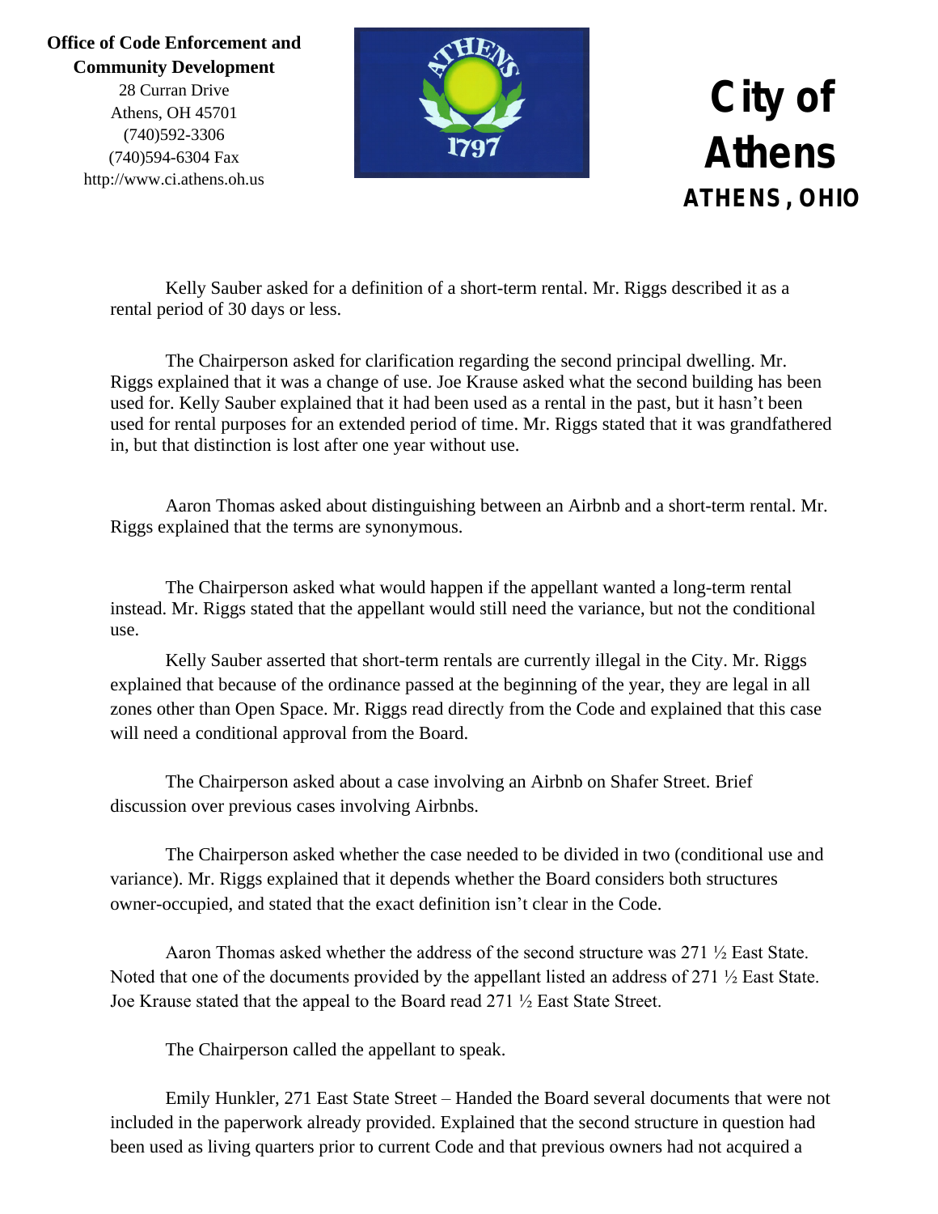Kelly Sauber asked for a definition of a short-term rental. Mr. Riggs described it as a rental period of 30 days or less.

The Chairperson asked for clarification regarding the second principal dwelling. Mr. Riggs explained that it was a change of use. Joe Krause asked what the second building has been used for. Kelly Sauber explained that it had been used as a rental in the past, but it hasn't been used for rental purposes for an extended period of time. Mr. Riggs stated that it was grandfathered in, but that distinction is lost after one year without use.

Aaron Thomas asked about distinguishing between an Airbnb and a short-term rental. Mr. Riggs explained that the terms are synonymous.

The Chairperson asked what would happen if the appellant wanted a long-term rental instead. Mr. Riggs stated that the appellant would still need the variance, but not the conditional use.

Kelly Sauber asserted that short-term rentals are currently illegal in the City. Mr. Riggs explained that because of the ordinance passed at the beginning of the year, they are legal in all zones other than Open Space. Mr. Riggs read directly from the Code and explained that this case will need a conditional approval from the Board.

The Chairperson asked about a case involving an Airbnb on Shafer Street. Brief discussion over previous cases involving Airbnbs.

The Chairperson asked whether the case needed to be divided in two (conditional use and variance). Mr. Riggs explained that it depends whether the Board considers both structures owner-occupied, and stated that the exact definition isn't clear in the Code.

Aaron Thomas asked whether the address of the second structure was 271 ½ East State. Noted that one of the documents provided by the appellant listed an address of 271 ½ East State. Joe Krause stated that the appeal to the Board read 271 ½ East State Street.

The Chairperson called the appellant to speak.

Emily Hunkler, 271 East State Street – Handed the Board several documents that were not included in the paperwork already provided. Explained that the second structure in question had been used as living quarters prior to current Code and that previous owners had not acquired a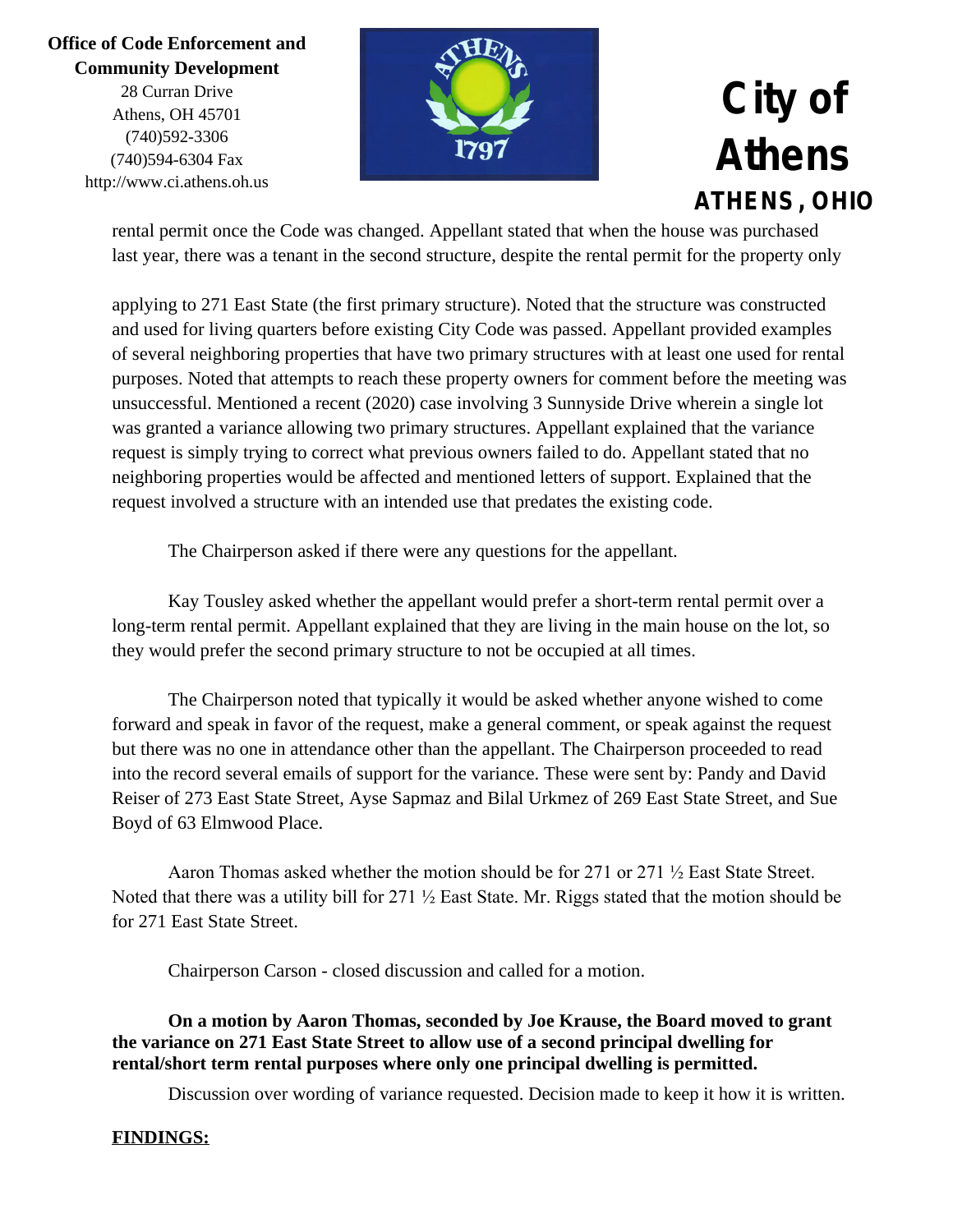rental permit once the Code was changed. Appellant stated that when the house was purchased last year, there was a tenant in the second structure, despite the rental permit for the property only

applying to 271 East State (the first primary structure). Noted that the structure was constructed and used for living quarters before existing City Code was passed. Appellant provided examples of several neighboring properties that have two primary structures with at least one used for rental purposes. Noted that attempts to reach these property owners for comment before the meeting was unsuccessful. Mentioned a recent (2020) case involving 3 Sunnyside Drive wherein a single lot was granted a variance allowing two primary structures. Appellant explained that the variance request is simply trying to correct what previous owners failed to do. Appellant stated that no neighboring properties would be affected and mentioned letters of support. Explained that the request involved a structure with an intended use that predates the existing code.

The Chairperson asked if there were any questions for the appellant.

Kay Tousley asked whether the appellant would prefer a short-term rental permit over a long-term rental permit. Appellant explained that they are living in the main house on the lot, so they would prefer the second primary structure to not be occupied at all times.

The Chairperson noted that typically it would be asked whether anyone wished to come forward and speak in favor of the request, make a general comment, or speak against the request but there was no one in attendance other than the appellant. The Chairperson proceeded to read into the record several emails of support for the variance. These were sent by: Pandy and David Reiser of 273 East State Street, Ayse Sapmaz and Bilal Urkmez of 269 East State Street, and Sue Boyd of 63 Elmwood Place.

Aaron Thomas asked whether the motion should be for 271 or 271 ½ East State Street. Noted that there was a utility bill for 271 ½ East State. Mr. Riggs stated that the motion should be for 271 East State Street.

Chairperson Carson - closed discussion and called for a motion.

**On a motion by Aaron Thomas, seconded by Joe Krause, the Board moved to grant the variance on 271 East State Street to allow use of a second principal dwelling for rental/short term rental purposes where only one principal dwelling is permitted.**

Discussion over wording of variance requested. Decision made to keep it how it is written.

**FINDINGS:**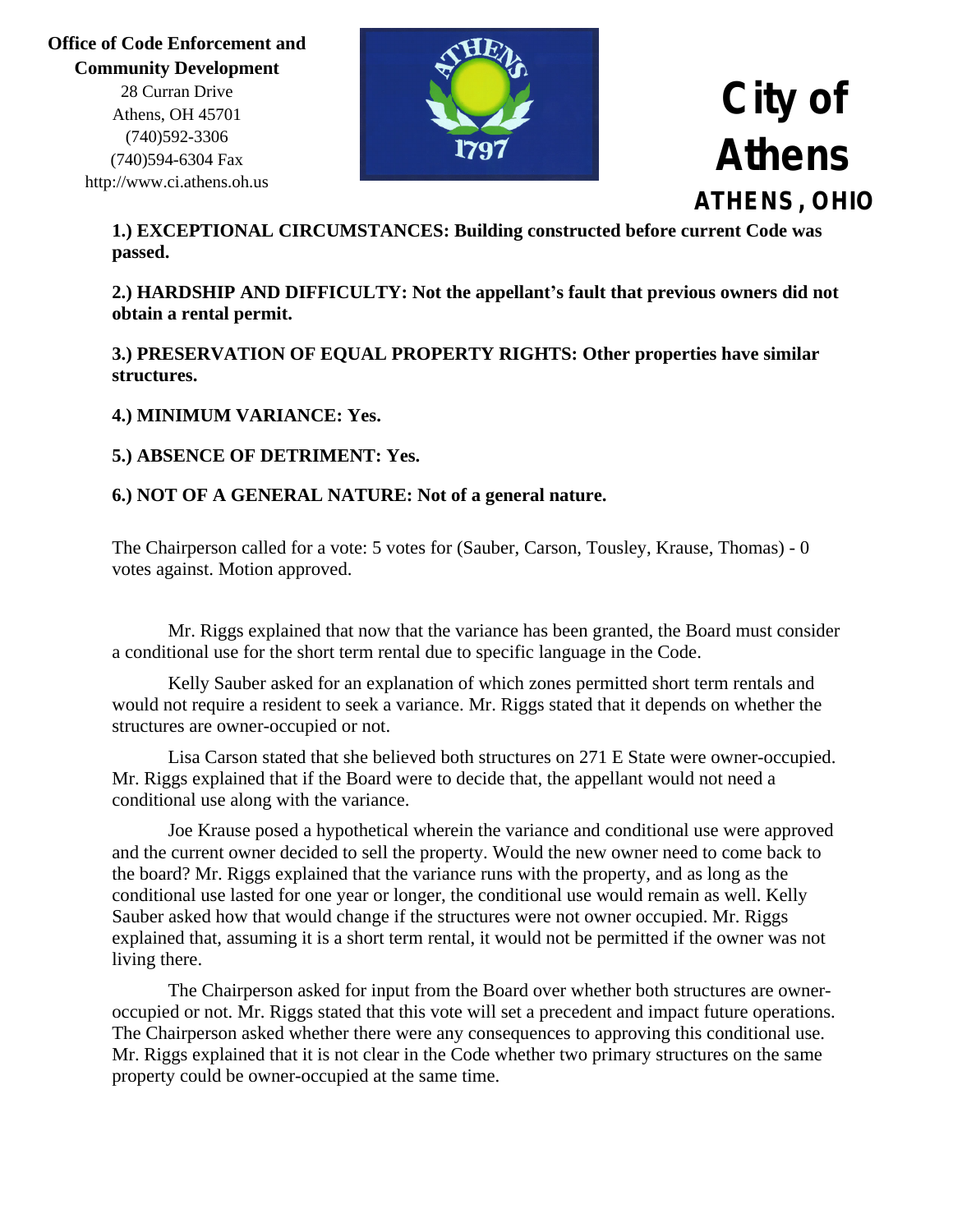**1.) EXCEPTIONAL CIRCUMSTANCES: Building constructed before current Code was passed.**

**2.) HARDSHIP AND DIFFICULTY: Not the appellant's fault that previous owners did not obtain a rental permit.**

**3.) PRESERVATION OF EQUAL PROPERTY RIGHTS: Other properties have similar structures.**

**4.) MINIMUM VARIANCE: Yes.**

**5.) ABSENCE OF DETRIMENT: Yes.**

**6.) NOT OF A GENERAL NATURE: Not of a general nature.**

The Chairperson called for a vote: 5 votes for (Sauber, Carson, Tousley, Krause, Thomas) - 0 votes against. Motion approved.

Mr. Riggs explained that now that the variance has been granted, the Board must consider a conditional use for the short term rental due to specific language in the Code.

Kelly Sauber asked for an explanation of which zones permitted short term rentals and would not require a resident to seek a variance. Mr. Riggs stated that it depends on whether the structures are owner-occupied or not.

Lisa Carson stated that she believed both structures on 271 E State were owner-occupied. Mr. Riggs explained that if the Board were to decide that, the appellant would not need a conditional use along with the variance.

Joe Krause posed a hypothetical wherein the variance and conditional use were approved and the current owner decided to sell the property. Would the new owner need to come back to the board? Mr. Riggs explained that the variance runs with the property, and as long as the conditional use lasted for one year or longer, the conditional use would remain as well. Kelly Sauber asked how that would change if the structures were not owner occupied. Mr. Riggs explained that, assuming it is a short term rental, it would not be permitted if the owner was not living there.

The Chairperson asked for input from the Board over whether both structures are owner-occupied or not. Mr. Riggs stated that this vote will set a precedent and impact future operations. The Chairperson asked whether there were any consequences to approving this conditional use. Mr. Riggs explained that it is not clear in the Code whether two primary structures on the same property could be owner-occupied at the same time.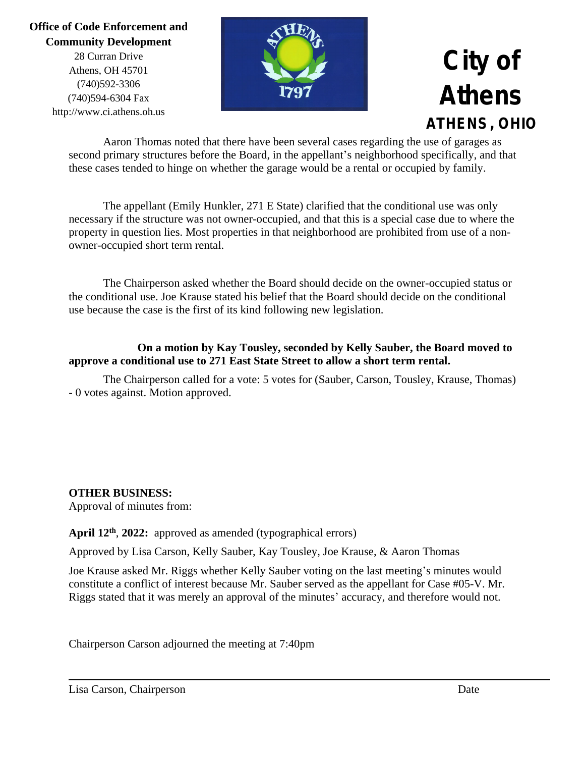Aaron Thomas noted that there have been several cases regarding the use of garages as second primary structures before the Board, in the appellant's neighborhood specifically, and that these cases tended to hinge on whether the garage would be a rental or occupied by family.

The appellant (Emily Hunkler, 271 E State) clarified that the conditional use was only necessary if the structure was not owner-occupied, and that this is a special case due to where the property in question lies. Most properties in that neighborhood are prohibited from use of a non-owner-occupied short term rental.

The Chairperson asked whether the Board should decide on the owner-occupied status or the conditional use. Joe Krause stated his belief that the Board should decide on the conditional use because the case is the first of its kind following new legislation.

**On a motion by Kay Tousley, seconded by Kelly Sauber, the Board moved to approve a conditional use to 271 East State Street to allow a short term rental.**

The Chairperson called for a vote: 5 votes for (Sauber, Carson, Tousley, Krause, Thomas) - 0 votes against. Motion approved.

**OTHER BUSINESS:**
Approval of minutes from:

**April 12th, 2022:** approved as amended (typographical errors)

Approved by Lisa Carson, Kelly Sauber, Kay Tousley, Joe Krause, & Aaron Thomas

Joe Krause asked Mr. Riggs whether Kelly Sauber voting on the last meeting's minutes would constitute a conflict of interest because Mr. Sauber served as the appellant for Case #05-V. Mr. Riggs stated that it was merely an approval of the minutes' accuracy, and therefore would not.

Chairperson Carson adjourned the meeting at 7:40pm

---

Lisa Carson, Chairperson Date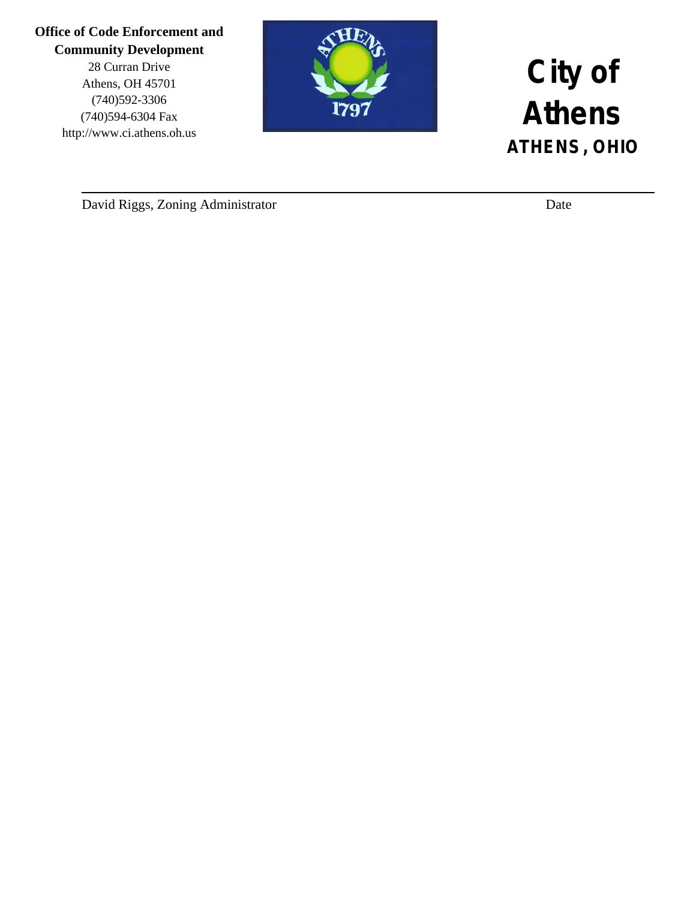**Office of Code Enforcement and Community Development**
28 Curran Drive
Athens, OH 45701
(740)592-3306
(740)594-6304 Fax
http://www.ci.athens.oh.us

# City of Athens

**ATHENS, OHIO**

---

David Riggs, Zoning Administrator                                        Date